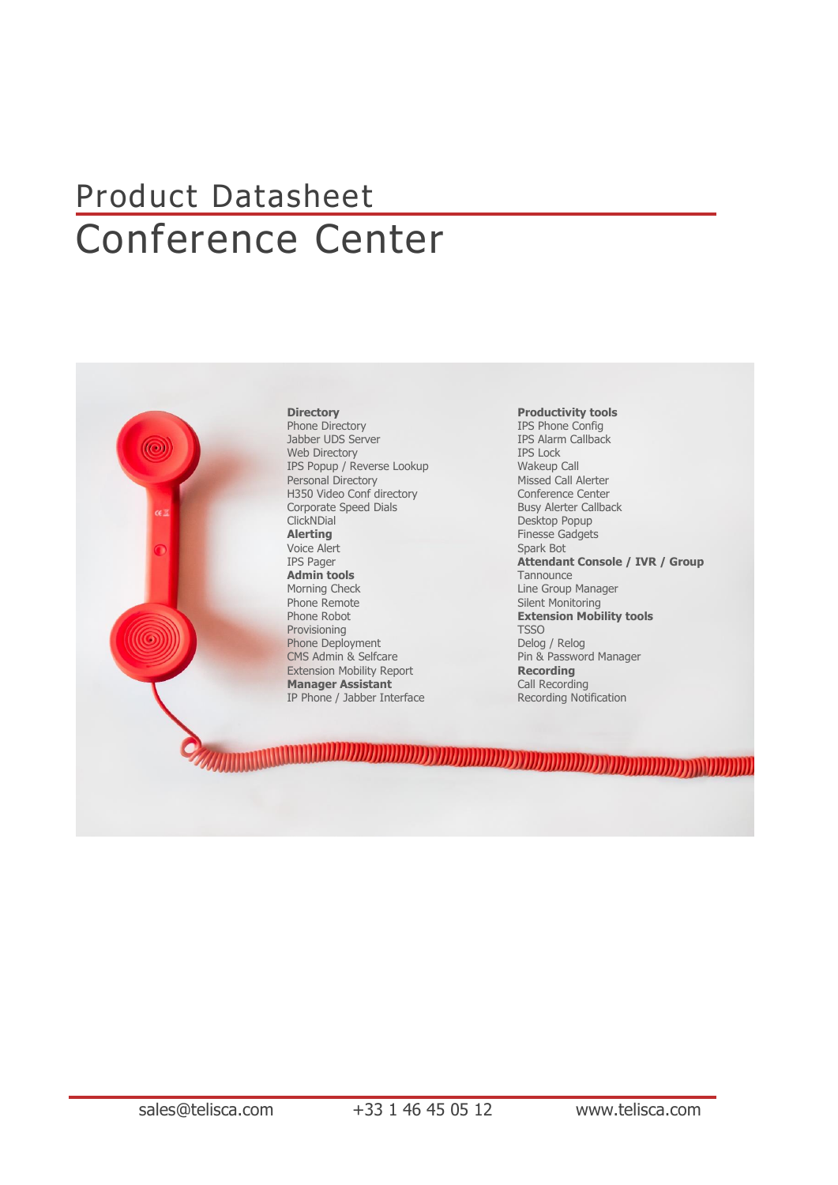Product Datasheet

# Conference Center

**Directory**
Phone Directory
Jabber UDS Server
Web Directory
IPS Popup / Reverse Lookup
Personal Directory
H350 Video Conf directory
Corporate Speed Dials
ClickNDial

**Alerting**
Voice Alert
IPS Pager

**Admin tools**
Morning Check
Phone Remote
Phone Robot
Provisioning
Phone Deployment
CMS Admin & Selfcare
Extension Mobility Report

**Manager Assistant**
IP Phone / Jabber Interface

**Productivity tools**
IPS Phone Config
IPS Alarm Callback
IPS Lock
Wakeup Call
Missed Call Alerter
Conference Center
Busy Alerter Callback
Desktop Popup
Finesse Gadgets
Spark Bot

**Attendant Console / IVR / Group**
Tannounce
Line Group Manager
Silent Monitoring

**Extension Mobility tools**
TSSO
Delog / Relog
Pin & Password Manager

**Recording**
Call Recording
Recording Notification

sales@telisca.com | +33 1 46 45 05 12 | www.telisca.com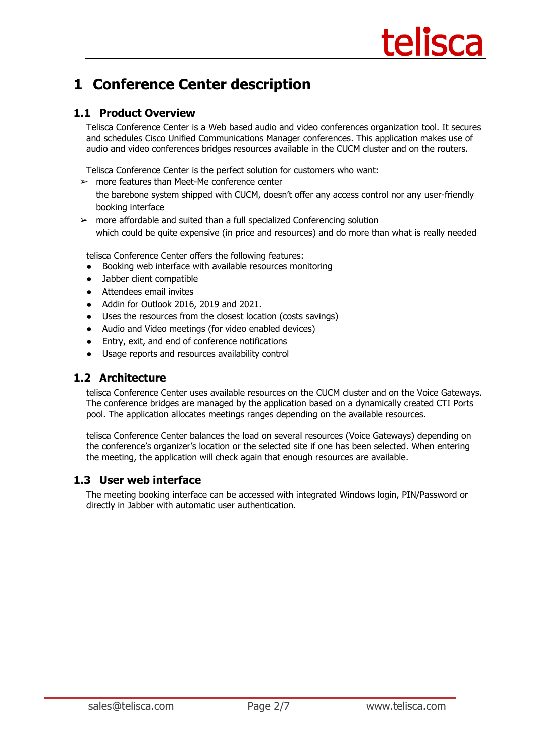# 1 Conference Center description

## 1.1 Product Overview

Telisca Conference Center is a Web based audio and video conferences organization tool. It secures and schedules Cisco Unified Communications Manager conferences. This application makes use of audio and video conferences bridges resources available in the CUCM cluster and on the routers.

Telisca Conference Center is the perfect solution for customers who want:

- ➢ more features than Meet-Me conference center
  the barebone system shipped with CUCM, doesn't offer any access control nor any user-friendly booking interface
- ➢ more affordable and suited than a full specialized Conferencing solution
  which could be quite expensive (in price and resources) and do more than what is really needed

telisca Conference Center offers the following features:

- Booking web interface with available resources monitoring
- Jabber client compatible
- Attendees email invites
- Addin for Outlook 2016, 2019 and 2021.
- Uses the resources from the closest location (costs savings)
- Audio and Video meetings (for video enabled devices)
- Entry, exit, and end of conference notifications
- Usage reports and resources availability control

## 1.2 Architecture

telisca Conference Center uses available resources on the CUCM cluster and on the Voice Gateways. The conference bridges are managed by the application based on a dynamically created CTI Ports pool. The application allocates meetings ranges depending on the available resources.

telisca Conference Center balances the load on several resources (Voice Gateways) depending on the conference's organizer's location or the selected site if one has been selected. When entering the meeting, the application will check again that enough resources are available.

## 1.3 User web interface

The meeting booking interface can be accessed with integrated Windows login, PIN/Password or directly in Jabber with automatic user authentication.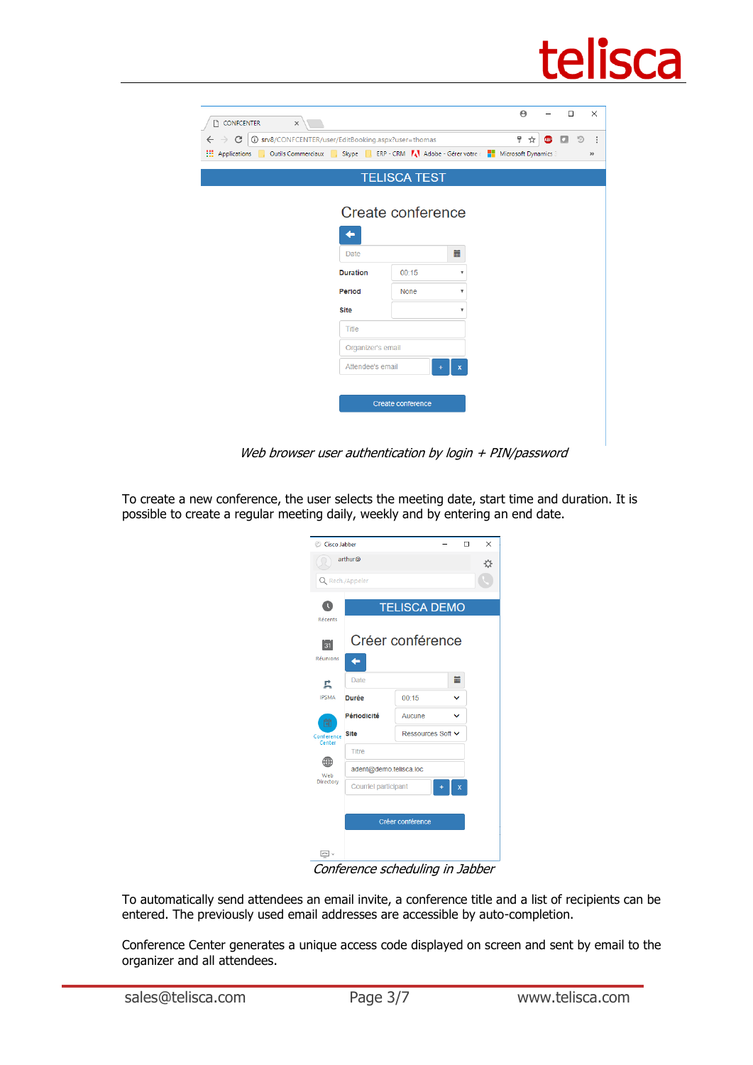*Web browser user authentication by login + PIN/password*

To create a new conference, the user selects the meeting date, start time and duration. It is possible to create a regular meeting daily, weekly and by entering an end date.

*Conference scheduling in Jabber*

To automatically send attendees an email invite, a conference title and a list of recipients can be entered. The previously used email addresses are accessible by auto-completion.

Conference Center generates a unique access code displayed on screen and sent by email to the organizer and all attendees.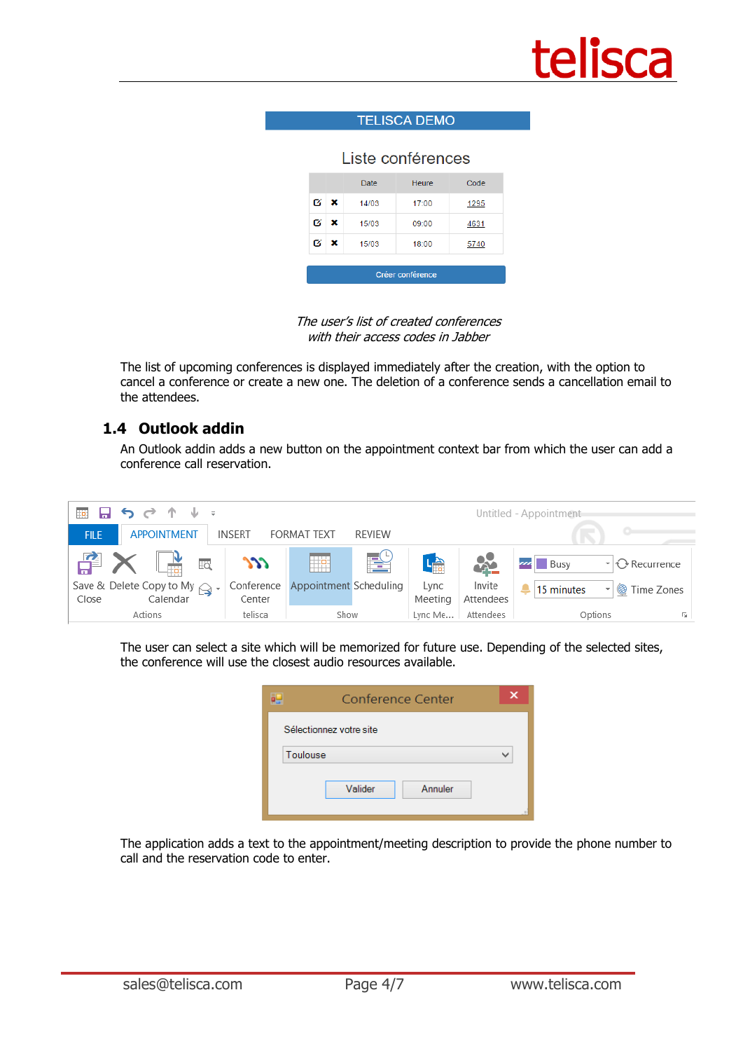TELISCA DEMO

Liste conférences

| | | Date | Heure | Code |
|---|---|---|---|---|
| | | 14/03 | 17:00 | 1295 |
| | | 15/03 | 09:00 | 4631 |
| | | 15/03 | 18:00 | 5740 |

Créer conférence

*The user's list of created conferences with their access codes in Jabber*

The list of upcoming conferences is displayed immediately after the creation, with the option to cancel a conference or create a new one. The deletion of a conference sends a cancellation email to the attendees.

## 1.4 Outlook addin

An Outlook addin adds a new button on the appointment context bar from which the user can add a conference call reservation.

The user can select a site which will be memorized for future use. Depending of the selected sites, the conference will use the closest audio resources available.

The application adds a text to the appointment/meeting description to provide the phone number to call and the reservation code to enter.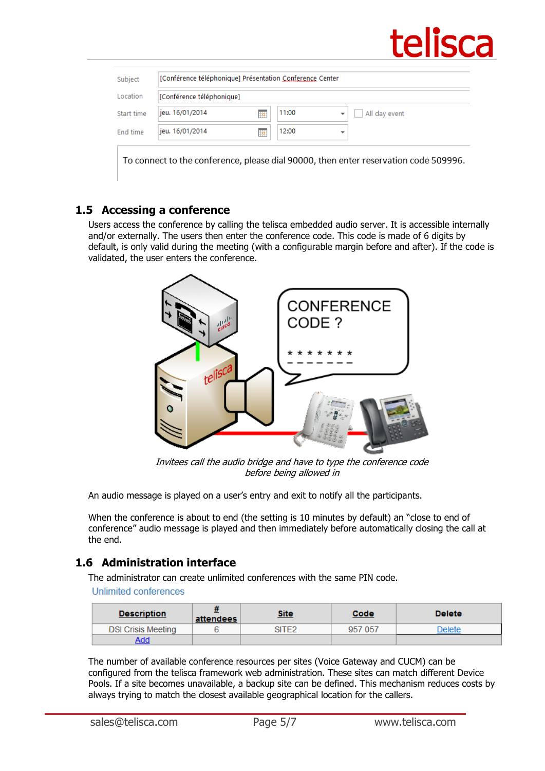| | | | |
|---|---|---|---|
| Subject | [Conférence téléphonique] Présentation Conference Center | | |
| Location | [Conférence téléphonique] | | |
| Start time | jeu. 16/01/2014 | 11:00 | All day event |
| End time | jeu. 16/01/2014 | 12:00 | |

To connect to the conference, please dial 90000, then enter reservation code 509996.

## 1.5 Accessing a conference

Users access the conference by calling the telisca embedded audio server. It is accessible internally and/or externally. The users then enter the conference code. This code is made of 6 digits by default, is only valid during the meeting (with a configurable margin before and after). If the code is validated, the user enters the conference.

*Invitees call the audio bridge and have to type the conference code before being allowed in*

An audio message is played on a user's entry and exit to notify all the participants.

When the conference is about to end (the setting is 10 minutes by default) an "close to end of conference" audio message is played and then immediately before automatically closing the call at the end.

## 1.6 Administration interface

The administrator can create unlimited conferences with the same PIN code.

Unlimited conferences

| Description | # attendees | Site | Code | Delete |
|---|---|---|---|---|
| DSI Crisis Meeting | 6 | SITE2 | 957 057 | Delete |
| Add | | | | |

The number of available conference resources per sites (Voice Gateway and CUCM) can be configured from the telisca framework web administration. These sites can match different Device Pools. If a site becomes unavailable, a backup site can be defined. This mechanism reduces costs by always trying to match the closest available geographical location for the callers.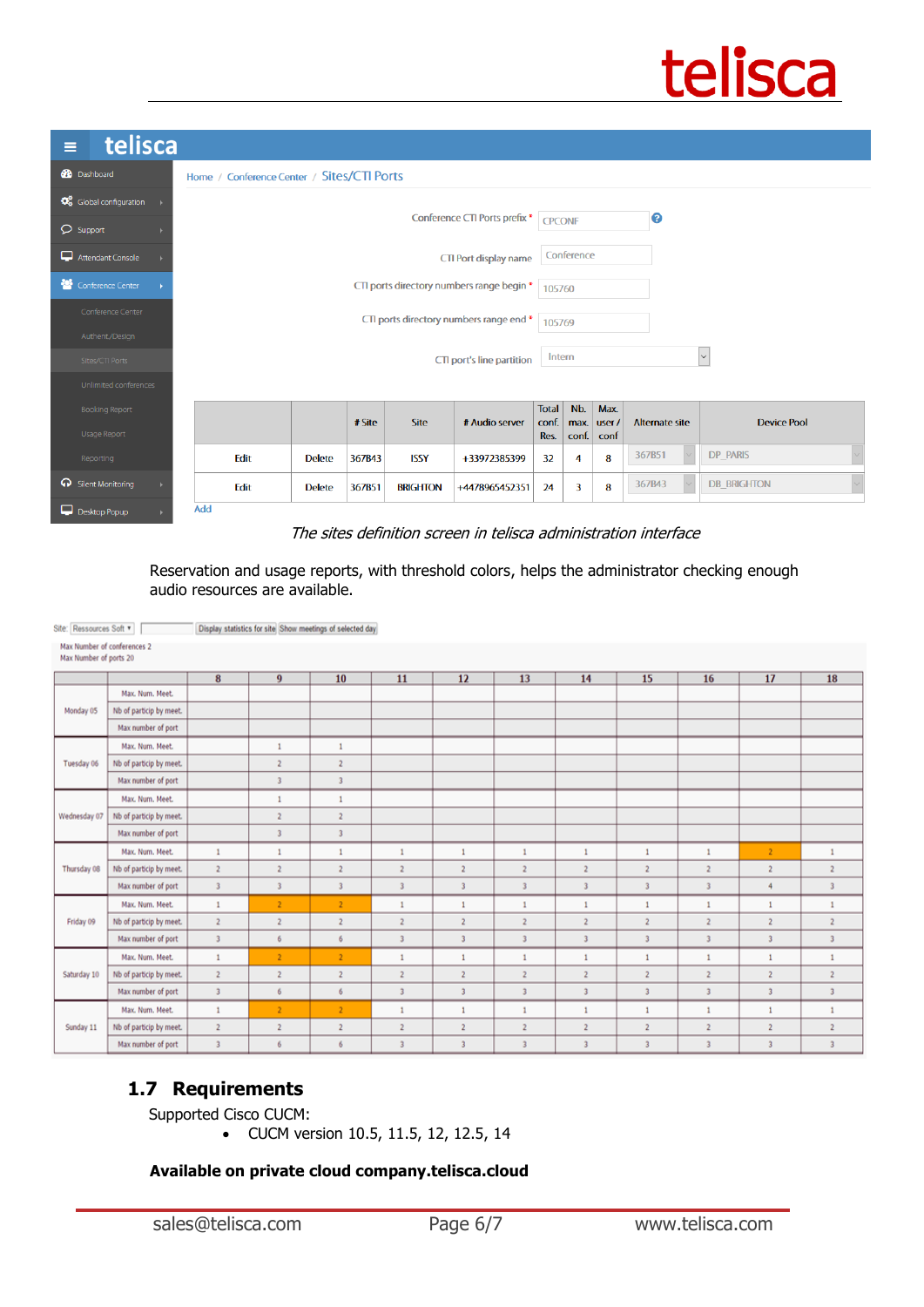The sites definition screen in telisca administration interface

*The sites definition screen in telisca administration interface*

Reservation and usage reports, with threshold colors, helps the administrator checking enough audio resources are available.

## 1.7 Requirements

Supported Cisco CUCM:

- CUCM version 10.5, 11.5, 12, 12.5, 14

**Available on private cloud company.telisca.cloud**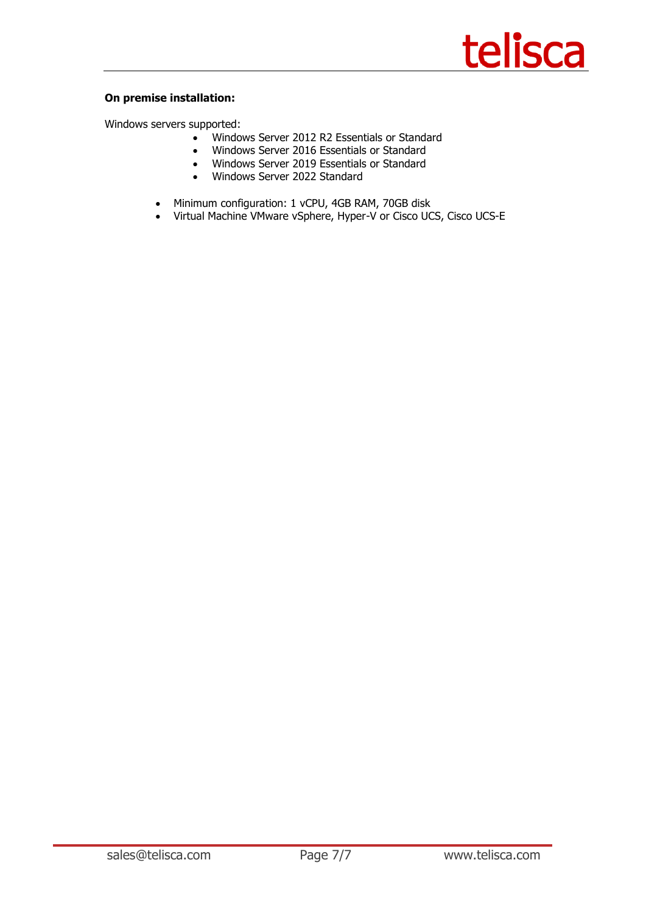**On premise installation:**

Windows servers supported:

- Windows Server 2012 R2 Essentials or Standard
- Windows Server 2016 Essentials or Standard
- Windows Server 2019 Essentials or Standard
- Windows Server 2022 Standard

- Minimum configuration: 1 vCPU, 4GB RAM, 70GB disk
- Virtual Machine VMware vSphere, Hyper-V or Cisco UCS, Cisco UCS-E